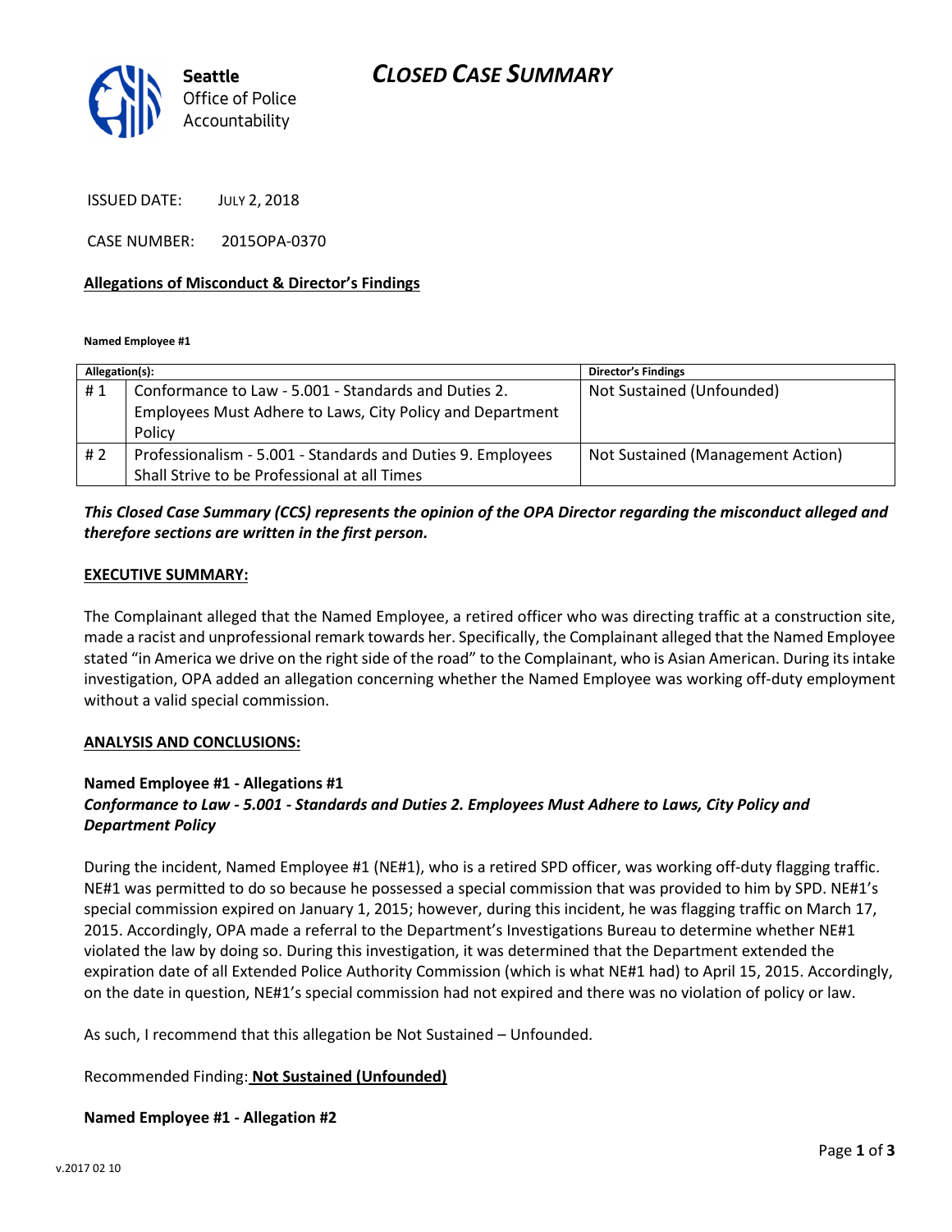**Seattle**
Office of Police
Accountability

# CLOSED CASE SUMMARY

ISSUED DATE: JULY 2, 2018

CASE NUMBER: 2015OPA-0370

**Allegations of Misconduct & Director's Findings**

**Named Employee #1**

| Allegation(s): | | Director's Findings |
|---|---|---|
| # 1 | Conformance to Law - 5.001 - Standards and Duties 2. Employees Must Adhere to Laws, City Policy and Department Policy | Not Sustained (Unfounded) |
| # 2 | Professionalism - 5.001 - Standards and Duties 9. Employees Shall Strive to be Professional at all Times | Not Sustained (Management Action) |

***This Closed Case Summary (CCS) represents the opinion of the OPA Director regarding the misconduct alleged and therefore sections are written in the first person.***

**EXECUTIVE SUMMARY:**

The Complainant alleged that the Named Employee, a retired officer who was directing traffic at a construction site, made a racist and unprofessional remark towards her. Specifically, the Complainant alleged that the Named Employee stated "in America we drive on the right side of the road" to the Complainant, who is Asian American. During its intake investigation, OPA added an allegation concerning whether the Named Employee was working off-duty employment without a valid special commission.

**ANALYSIS AND CONCLUSIONS:**

**Named Employee #1 - Allegations #1**
***Conformance to Law - 5.001 - Standards and Duties 2. Employees Must Adhere to Laws, City Policy and Department Policy***

During the incident, Named Employee #1 (NE#1), who is a retired SPD officer, was working off-duty flagging traffic. NE#1 was permitted to do so because he possessed a special commission that was provided to him by SPD. NE#1's special commission expired on January 1, 2015; however, during this incident, he was flagging traffic on March 17, 2015. Accordingly, OPA made a referral to the Department's Investigations Bureau to determine whether NE#1 violated the law by doing so. During this investigation, it was determined that the Department extended the expiration date of all Extended Police Authority Commission (which is what NE#1 had) to April 15, 2015. Accordingly, on the date in question, NE#1's special commission had not expired and there was no violation of policy or law.

As such, I recommend that this allegation be Not Sustained – Unfounded.

Recommended Finding: **Not Sustained (Unfounded)**

**Named Employee #1 - Allegation #2**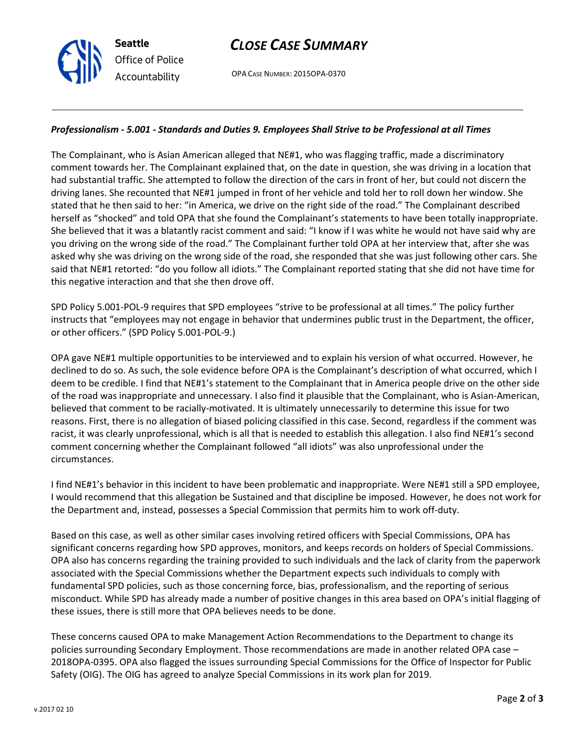### *Professionalism - 5.001 - Standards and Duties 9. Employees Shall Strive to be Professional at all Times*

The Complainant, who is Asian American alleged that NE#1, who was flagging traffic, made a discriminatory comment towards her. The Complainant explained that, on the date in question, she was driving in a location that had substantial traffic. She attempted to follow the direction of the cars in front of her, but could not discern the driving lanes. She recounted that NE#1 jumped in front of her vehicle and told her to roll down her window. She stated that he then said to her: "in America, we drive on the right side of the road." The Complainant described herself as "shocked" and told OPA that she found the Complainant's statements to have been totally inappropriate. She believed that it was a blatantly racist comment and said: "I know if I was white he would not have said why are you driving on the wrong side of the road." The Complainant further told OPA at her interview that, after she was asked why she was driving on the wrong side of the road, she responded that she was just following other cars. She said that NE#1 retorted: "do you follow all idiots." The Complainant reported stating that she did not have time for this negative interaction and that she then drove off.

SPD Policy 5.001-POL-9 requires that SPD employees "strive to be professional at all times." The policy further instructs that "employees may not engage in behavior that undermines public trust in the Department, the officer, or other officers." (SPD Policy 5.001-POL-9.)

OPA gave NE#1 multiple opportunities to be interviewed and to explain his version of what occurred. However, he declined to do so. As such, the sole evidence before OPA is the Complainant's description of what occurred, which I deem to be credible. I find that NE#1's statement to the Complainant that in America people drive on the other side of the road was inappropriate and unnecessary. I also find it plausible that the Complainant, who is Asian-American, believed that comment to be racially-motivated. It is ultimately unnecessarily to determine this issue for two reasons. First, there is no allegation of biased policing classified in this case. Second, regardless if the comment was racist, it was clearly unprofessional, which is all that is needed to establish this allegation. I also find NE#1's second comment concerning whether the Complainant followed "all idiots" was also unprofessional under the circumstances.

I find NE#1's behavior in this incident to have been problematic and inappropriate. Were NE#1 still a SPD employee, I would recommend that this allegation be Sustained and that discipline be imposed. However, he does not work for the Department and, instead, possesses a Special Commission that permits him to work off-duty.

Based on this case, as well as other similar cases involving retired officers with Special Commissions, OPA has significant concerns regarding how SPD approves, monitors, and keeps records on holders of Special Commissions. OPA also has concerns regarding the training provided to such individuals and the lack of clarity from the paperwork associated with the Special Commissions whether the Department expects such individuals to comply with fundamental SPD policies, such as those concerning force, bias, professionalism, and the reporting of serious misconduct. While SPD has already made a number of positive changes in this area based on OPA's initial flagging of these issues, there is still more that OPA believes needs to be done.

These concerns caused OPA to make Management Action Recommendations to the Department to change its policies surrounding Secondary Employment. Those recommendations are made in another related OPA case – 2018OPA-0395. OPA also flagged the issues surrounding Special Commissions for the Office of Inspector for Public Safety (OIG). The OIG has agreed to analyze Special Commissions in its work plan for 2019.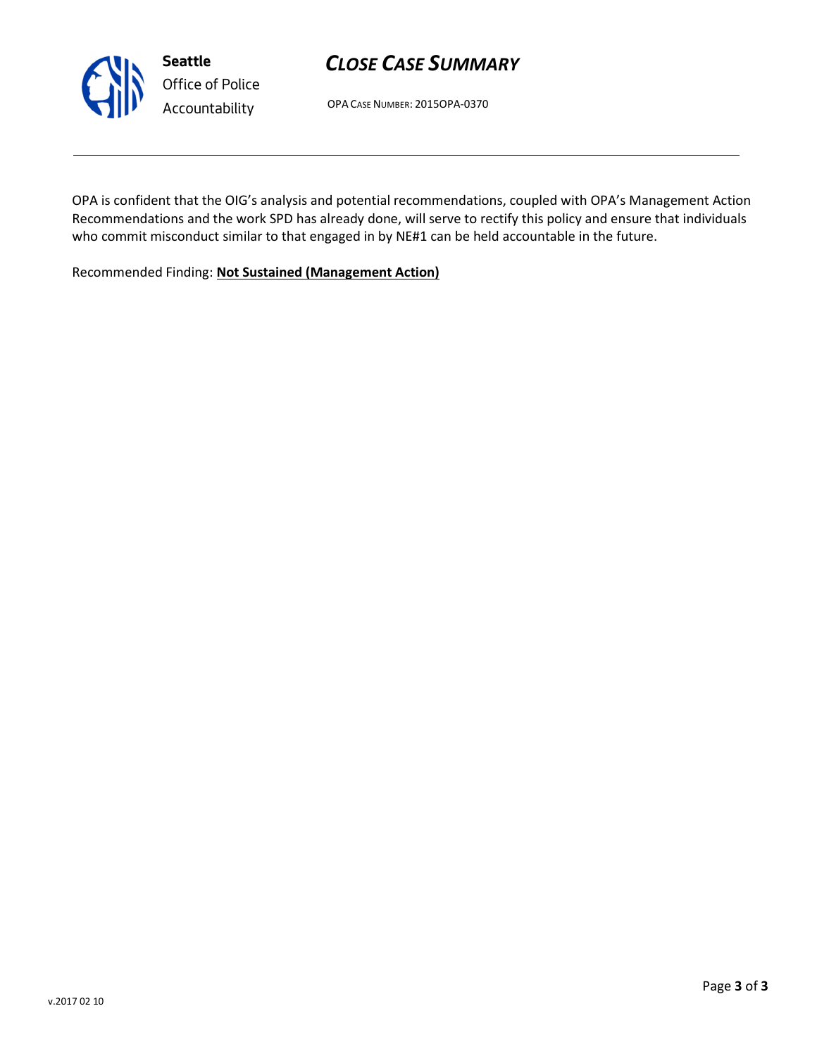OPA is confident that the OIG's analysis and potential recommendations, coupled with OPA's Management Action Recommendations and the work SPD has already done, will serve to rectify this policy and ensure that individuals who commit misconduct similar to that engaged in by NE#1 can be held accountable in the future.

Recommended Finding: **Not Sustained (Management Action)**